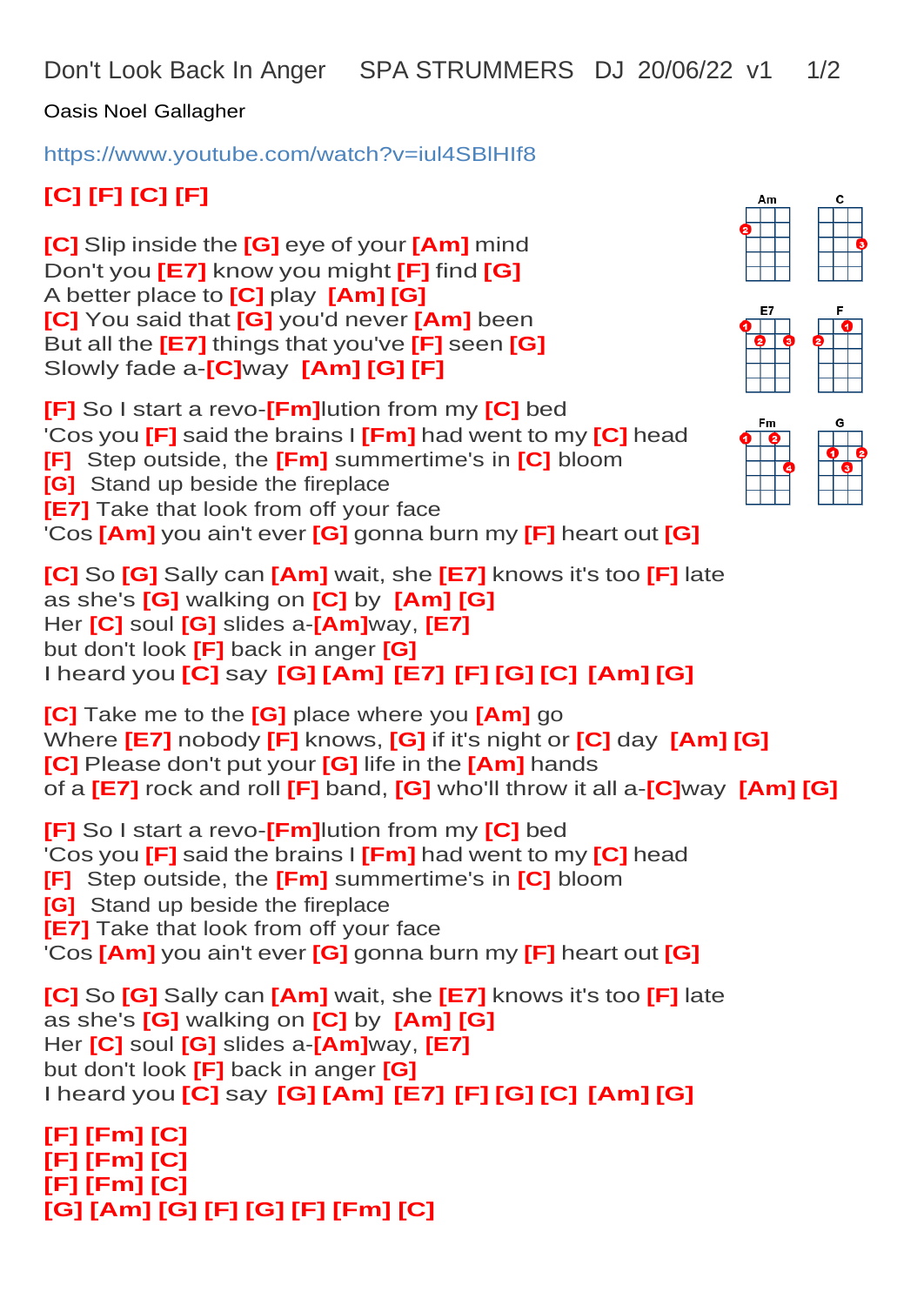Don't Look Back In Anger    SPA STRUMMERS  DJ  20/06/22  v1

Oasis Noel Gallagher

https://www.youtube.com/watch?v=iul4SBlHIf8

[C] [F] [C] [F]

[C] Slip inside the [G] eye of your [Am] mind
Don't you [E7] know you might [F] find [G]
A better place to [C] play  [Am] [G]
[C] You said that [G] you'd never [Am] been
But all the [E7] things that you've [F] seen [G]
Slowly fade a-[C]way  [Am] [G] [F]

[F] So I start a revo-[Fm]lution from my [C] bed
'Cos you [F] said the brains I [Fm] had went to my [C] head
[F]  Step outside, the [Fm] summertime's in [C] bloom
[G]  Stand up beside the fireplace
[E7] Take that look from off your face
'Cos [Am] you ain't ever [G] gonna burn my [F] heart out [G]

[C] So [G] Sally can [Am] wait, she [E7] knows it's too [F] late
as she's [G] walking on [C] by  [Am] [G]
Her [C] soul [G] slides a-[Am]way, [E7]
but don't look [F] back in anger [G]
I heard you [C] say  [G] [Am] [E7] [F] [G] [C]  [Am] [G]

[C] Take me to the [G] place where you [Am] go
Where [E7] nobody [F] knows, [G] if it's night or [C] day  [Am] [G]
[C] Please don't put your [G] life in the [Am] hands
of a [E7] rock and roll [F] band, [G] who'll throw it all a-[C]way  [Am] [G]

[F] So I start a revo-[Fm]lution from my [C] bed
'Cos you [F] said the brains I [Fm] had went to my [C] head
[F]  Step outside, the [Fm] summertime's in [C] bloom
[G]  Stand up beside the fireplace
[E7] Take that look from off your face
'Cos [Am] you ain't ever [G] gonna burn my [F] heart out [G]

[C] So [G] Sally can [Am] wait, she [E7] knows it's too [F] late
as she's [G] walking on [C] by  [Am] [G]
Her [C] soul [G] slides a-[Am]way, [E7]
but don't look [F] back in anger [G]
I heard you [C] say  [G] [Am] [E7] [F] [G] [C]  [Am] [G]

[F] [Fm] [C]
[F] [Fm] [C]
[F] [Fm] [C]
[G] [Am] [G] [F] [G] [F] [Fm] [C]

Am  C  E7  F  Fm  G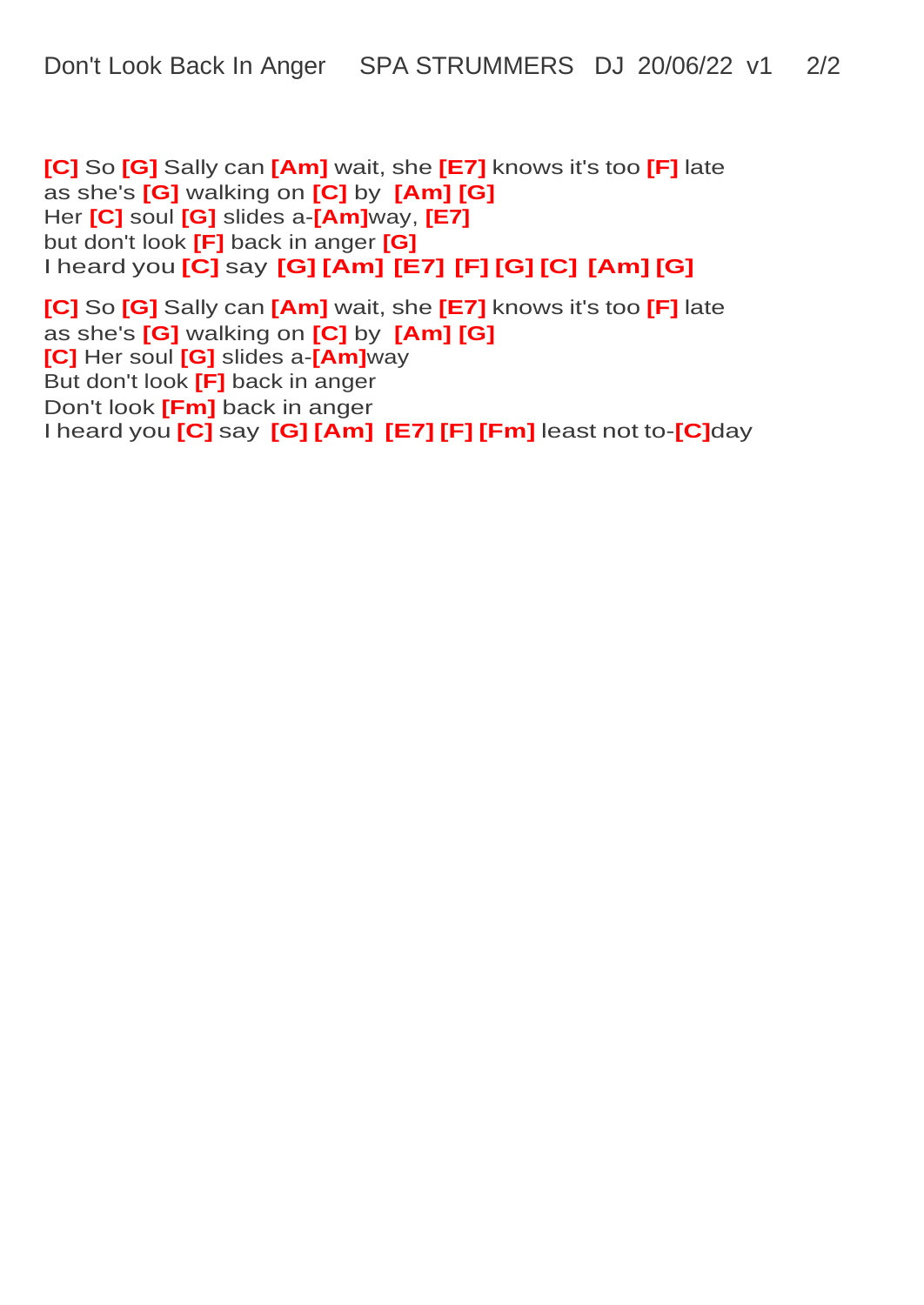[C] So [G] Sally can [Am] wait, she [E7] knows it's too [F] late
as she's [G] walking on [C] by [Am] [G]
Her [C] soul [G] slides a-[Am]way, [E7]
but don't look [F] back in anger [G]
I heard you [C] say [G] [Am] [E7] [F] [G] [C] [Am] [G]

[C] So [G] Sally can [Am] wait, she [E7] knows it's too [F] late
as she's [G] walking on [C] by [Am] [G]
[C] Her soul [G] slides a-[Am]way
But don't look [F] back in anger
Don't look [Fm] back in anger
I heard you [C] say [G] [Am] [E7] [F] [Fm] least not to-[C]day